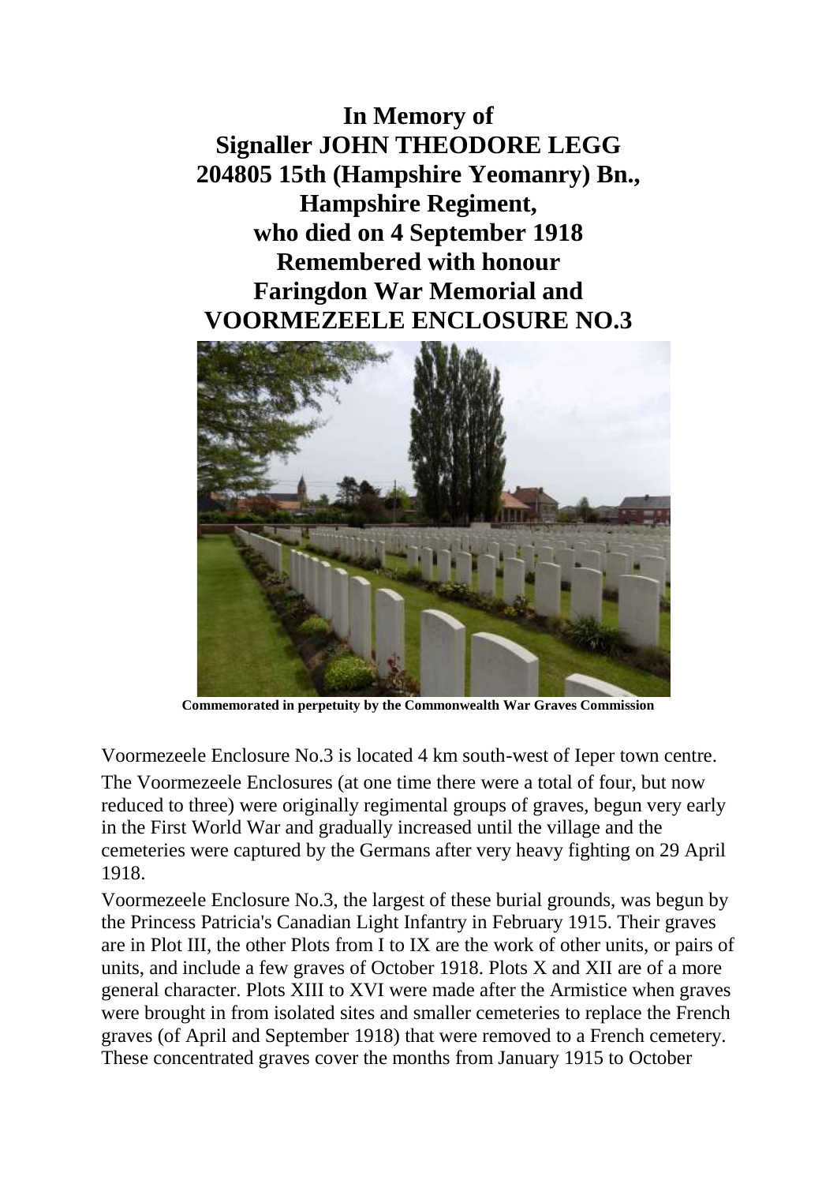# In Memory of
# Signaller JOHN THEODORE LEGG
# 204805 15th (Hampshire Yeomanry) Bn., Hampshire Regiment,
# who died on 4 September 1918
# Remembered with honour
# Faringdon War Memorial and VOORMEZEELE ENCLOSURE NO.3

**Commemorated in perpetuity by the Commonwealth War Graves Commission**

Voormezeele Enclosure No.3 is located 4 km south-west of Ieper town centre.

The Voormezeele Enclosures (at one time there were a total of four, but now reduced to three) were originally regimental groups of graves, begun very early in the First World War and gradually increased until the village and the cemeteries were captured by the Germans after very heavy fighting on 29 April 1918.

Voormezeele Enclosure No.3, the largest of these burial grounds, was begun by the Princess Patricia's Canadian Light Infantry in February 1915. Their graves are in Plot III, the other Plots from I to IX are the work of other units, or pairs of units, and include a few graves of October 1918. Plots X and XII are of a more general character. Plots XIII to XVI were made after the Armistice when graves were brought in from isolated sites and smaller cemeteries to replace the French graves (of April and September 1918) that were removed to a French cemetery. These concentrated graves cover the months from January 1915 to October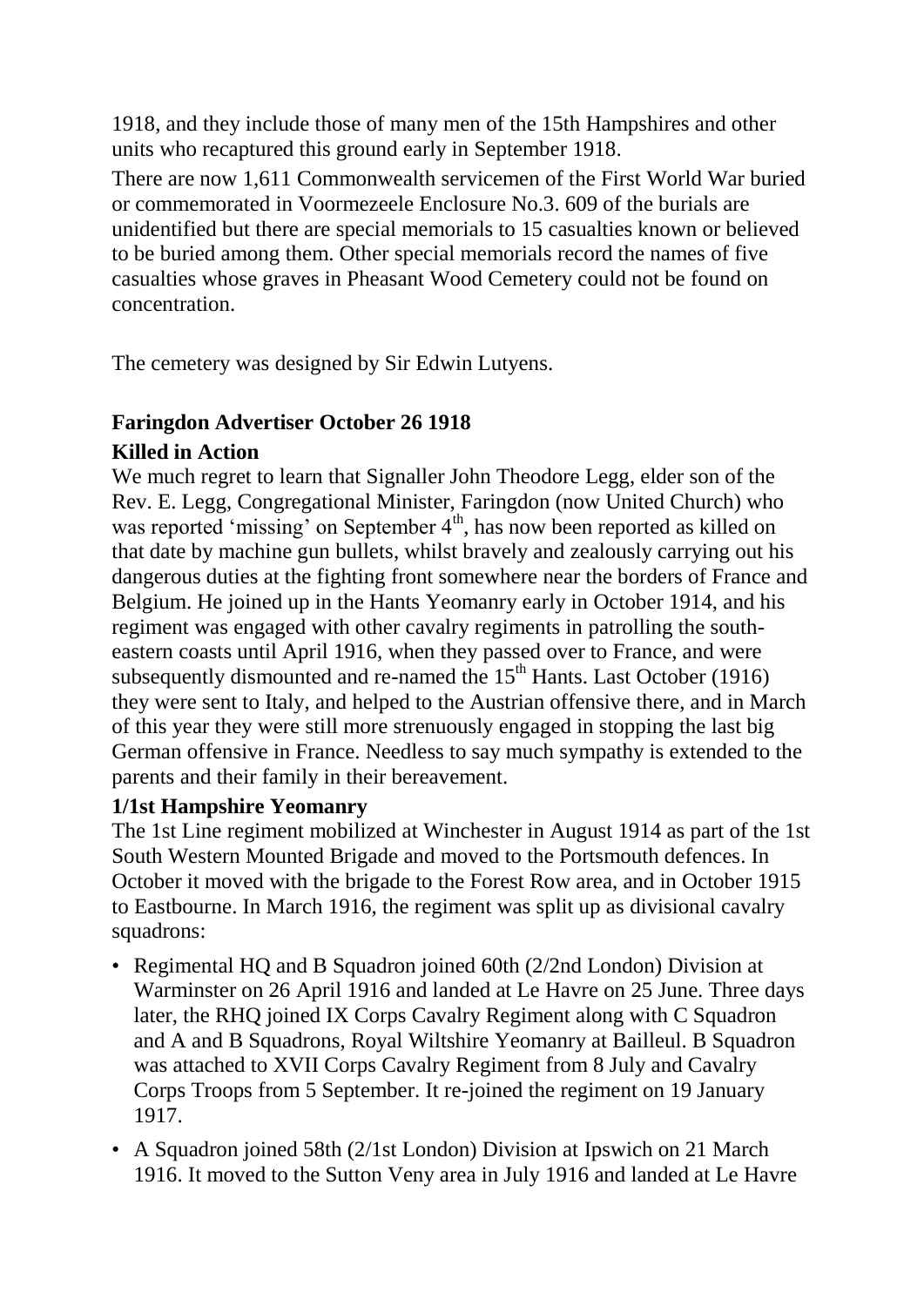1918, and they include those of many men of the 15th Hampshires and other units who recaptured this ground early in September 1918.

There are now 1,611 Commonwealth servicemen of the First World War buried or commemorated in Voormezeele Enclosure No.3. 609 of the burials are unidentified but there are special memorials to 15 casualties known or believed to be buried among them. Other special memorials record the names of five casualties whose graves in Pheasant Wood Cemetery could not be found on concentration.

The cemetery was designed by Sir Edwin Lutyens.

**Faringdon Advertiser October 26 1918**

**Killed in Action**

We much regret to learn that Signaller John Theodore Legg, elder son of the Rev. E. Legg, Congregational Minister, Faringdon (now United Church) who was reported 'missing' on September 4th, has now been reported as killed on that date by machine gun bullets, whilst bravely and zealously carrying out his dangerous duties at the fighting front somewhere near the borders of France and Belgium. He joined up in the Hants Yeomanry early in October 1914, and his regiment was engaged with other cavalry regiments in patrolling the south-eastern coasts until April 1916, when they passed over to France, and were subsequently dismounted and re-named the 15th Hants. Last October (1916) they were sent to Italy, and helped to the Austrian offensive there, and in March of this year they were still more strenuously engaged in stopping the last big German offensive in France. Needless to say much sympathy is extended to the parents and their family in their bereavement.

**1/1st Hampshire Yeomanry**

The 1st Line regiment mobilized at Winchester in August 1914 as part of the 1st South Western Mounted Brigade and moved to the Portsmouth defences. In October it moved with the brigade to the Forest Row area, and in October 1915 to Eastbourne. In March 1916, the regiment was split up as divisional cavalry squadrons:

- Regimental HQ and B Squadron joined 60th (2/2nd London) Division at Warminster on 26 April 1916 and landed at Le Havre on 25 June. Three days later, the RHQ joined IX Corps Cavalry Regiment along with C Squadron and A and B Squadrons, Royal Wiltshire Yeomanry at Bailleul. B Squadron was attached to XVII Corps Cavalry Regiment from 8 July and Cavalry Corps Troops from 5 September. It re-joined the regiment on 19 January 1917.
- A Squadron joined 58th (2/1st London) Division at Ipswich on 21 March 1916. It moved to the Sutton Veny area in July 1916 and landed at Le Havre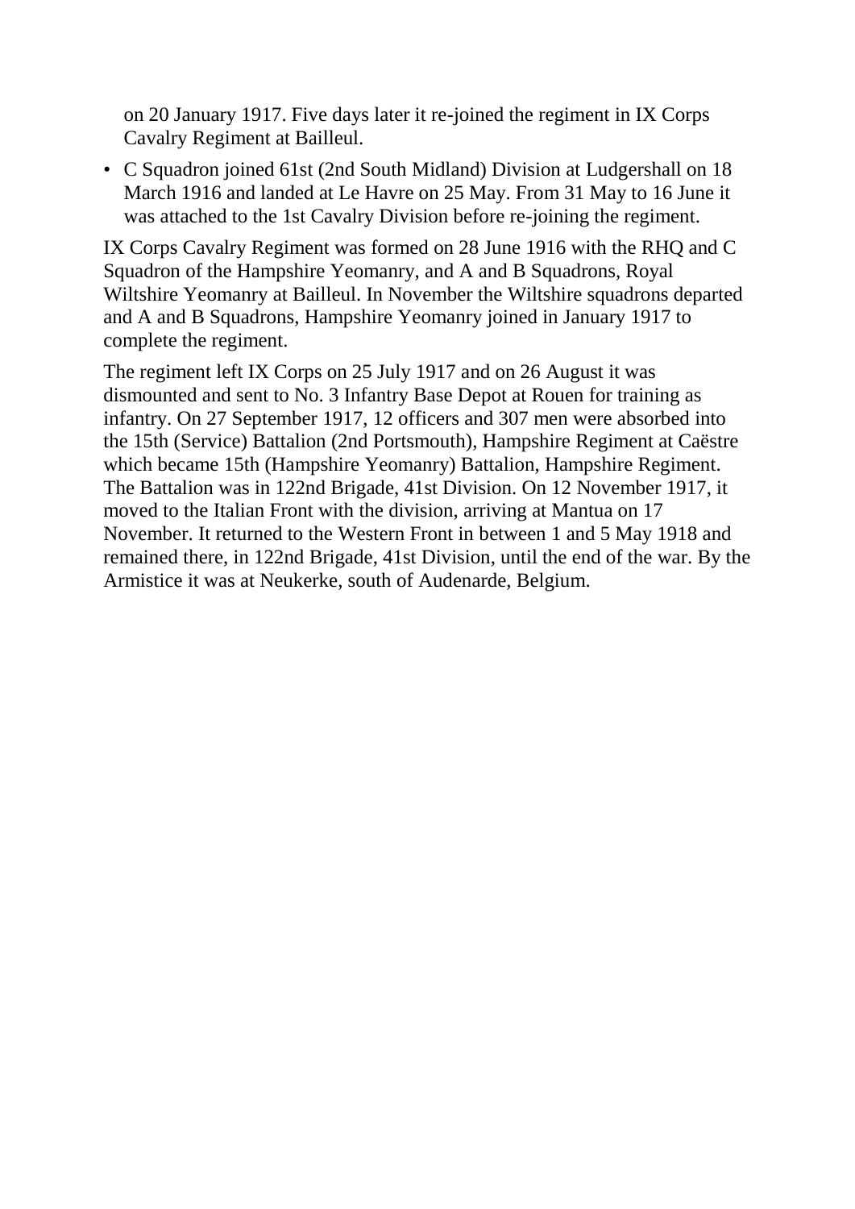on 20 January 1917. Five days later it re-joined the regiment in IX Corps Cavalry Regiment at Bailleul.

- C Squadron joined 61st (2nd South Midland) Division at Ludgershall on 18 March 1916 and landed at Le Havre on 25 May. From 31 May to 16 June it was attached to the 1st Cavalry Division before re-joining the regiment.

IX Corps Cavalry Regiment was formed on 28 June 1916 with the RHQ and C Squadron of the Hampshire Yeomanry, and A and B Squadrons, Royal Wiltshire Yeomanry at Bailleul. In November the Wiltshire squadrons departed and A and B Squadrons, Hampshire Yeomanry joined in January 1917 to complete the regiment.

The regiment left IX Corps on 25 July 1917 and on 26 August it was dismounted and sent to No. 3 Infantry Base Depot at Rouen for training as infantry. On 27 September 1917, 12 officers and 307 men were absorbed into the 15th (Service) Battalion (2nd Portsmouth), Hampshire Regiment at Caëstre which became 15th (Hampshire Yeomanry) Battalion, Hampshire Regiment. The Battalion was in 122nd Brigade, 41st Division. On 12 November 1917, it moved to the Italian Front with the division, arriving at Mantua on 17 November. It returned to the Western Front in between 1 and 5 May 1918 and remained there, in 122nd Brigade, 41st Division, until the end of the war. By the Armistice it was at Neukerke, south of Audenarde, Belgium.